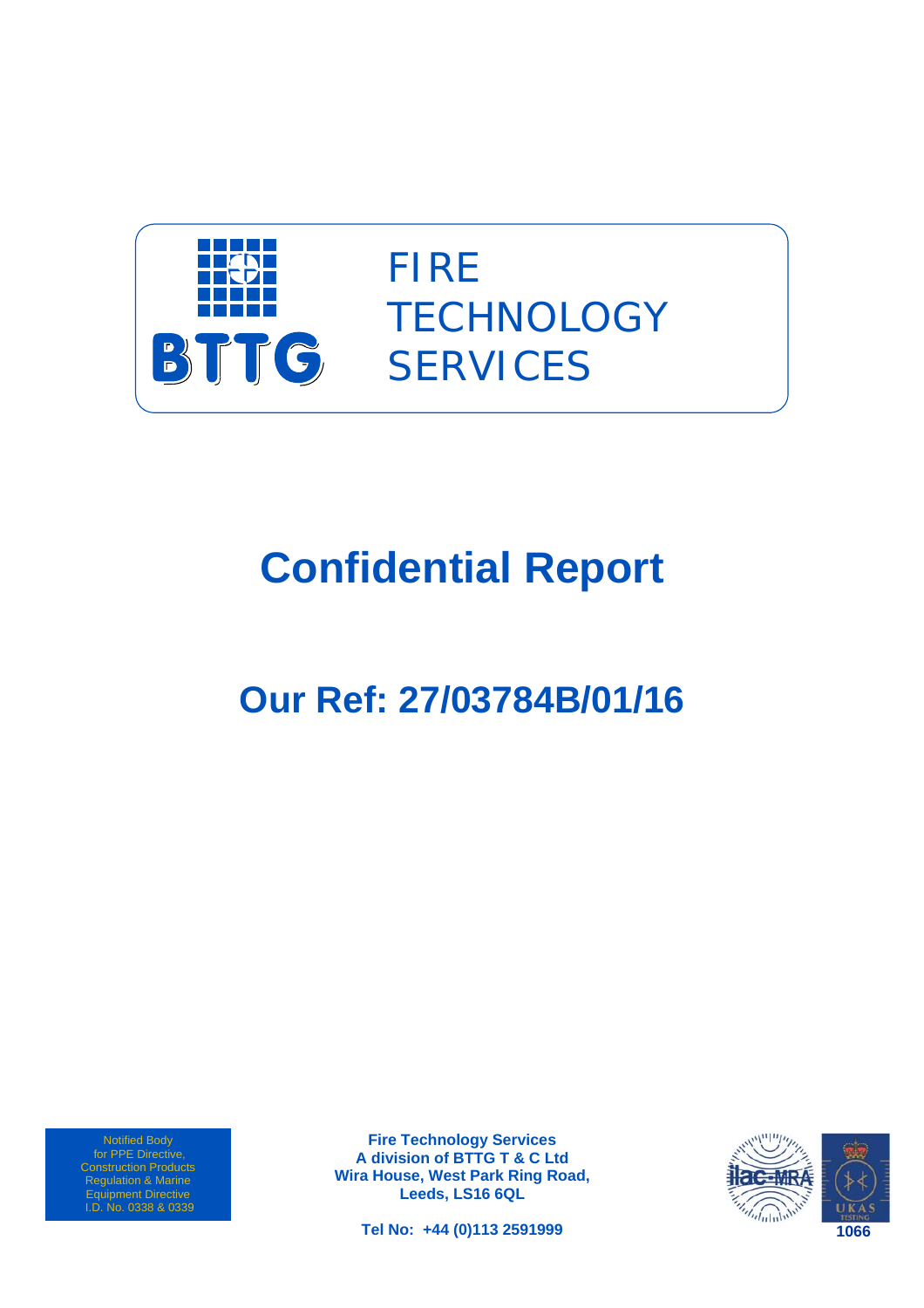BTTG

FIRE TECHNOLOGY SERVICES

# Confidential Report

## Our Ref: 27/03784B/01/16

Notified Body for PPE Directive, Construction Products Regulation & Marine Equipment Directive I.D. No. 0338 & 0339

**Fire Technology Services**
**A division of BTTG T & C Ltd**
**Wira House, West Park Ring Road,**
**Leeds, LS16 6QL**

**Tel No: +44 (0)113 2591999**

1066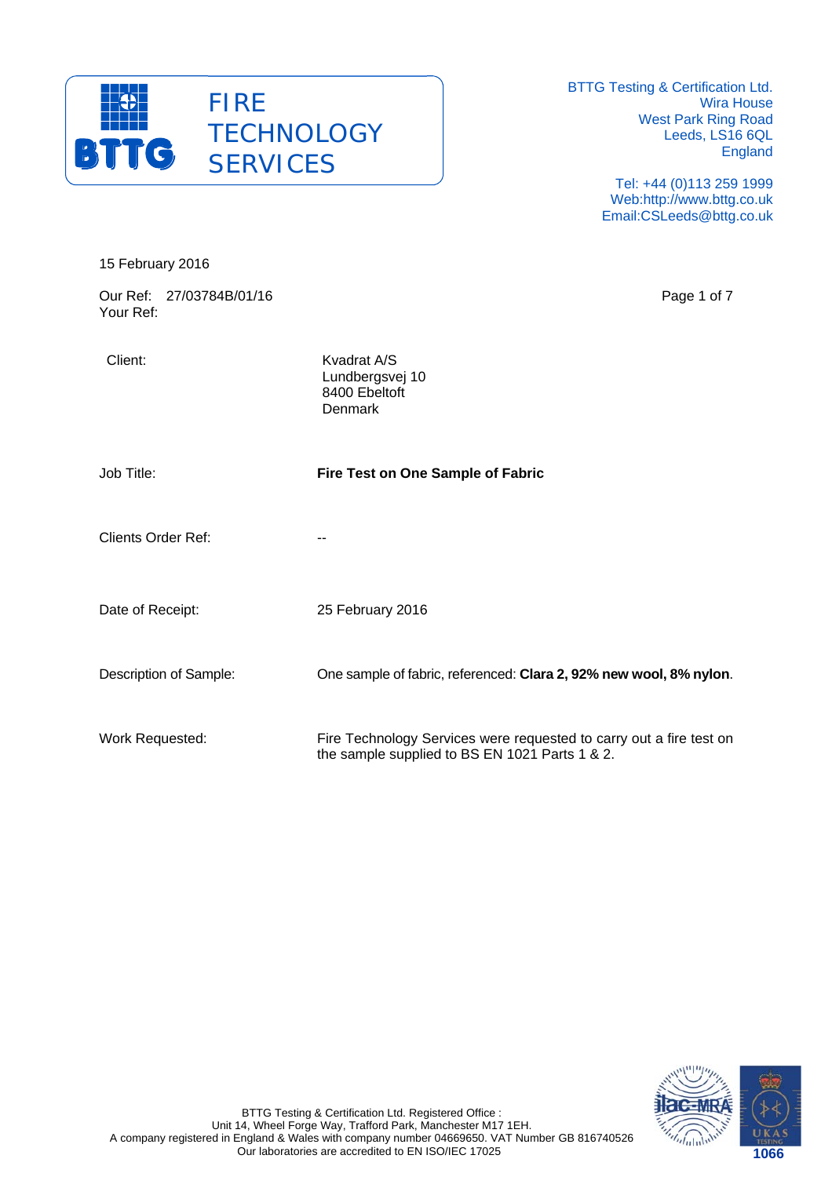FIRE TECHNOLOGY SERVICES

BTTG Testing & Certification Ltd.
Wira House
West Park Ring Road
Leeds, LS16 6QL
England

Tel: +44 (0)113 259 1999
Web:http://www.bttg.co.uk
Email:CSLeeds@bttg.co.uk

15 February 2016

Our Ref: 27/03784B/01/16
Your Ref:

| | |
|---|---|
| Client: | Kvadrat A/S<br>Lundbergsvej 10<br>8400 Ebeltoft<br>Denmark |
| Job Title: | **Fire Test on One Sample of Fabric** |
| Clients Order Ref: | -- |
| Date of Receipt: | 25 February 2016 |
| Description of Sample: | One sample of fabric, referenced: **Clara 2, 92% new wool, 8% nylon**. |
| Work Requested: | Fire Technology Services were requested to carry out a fire test on the sample supplied to BS EN 1021 Parts 1 & 2. |

BTTG Testing & Certification Ltd. Registered Office :
Unit 14, Wheel Forge Way, Trafford Park, Manchester M17 1EH.
A company registered in England & Wales with company number 04669650. VAT Number GB 816740526
Our laboratories are accredited to EN ISO/IEC 17025

1066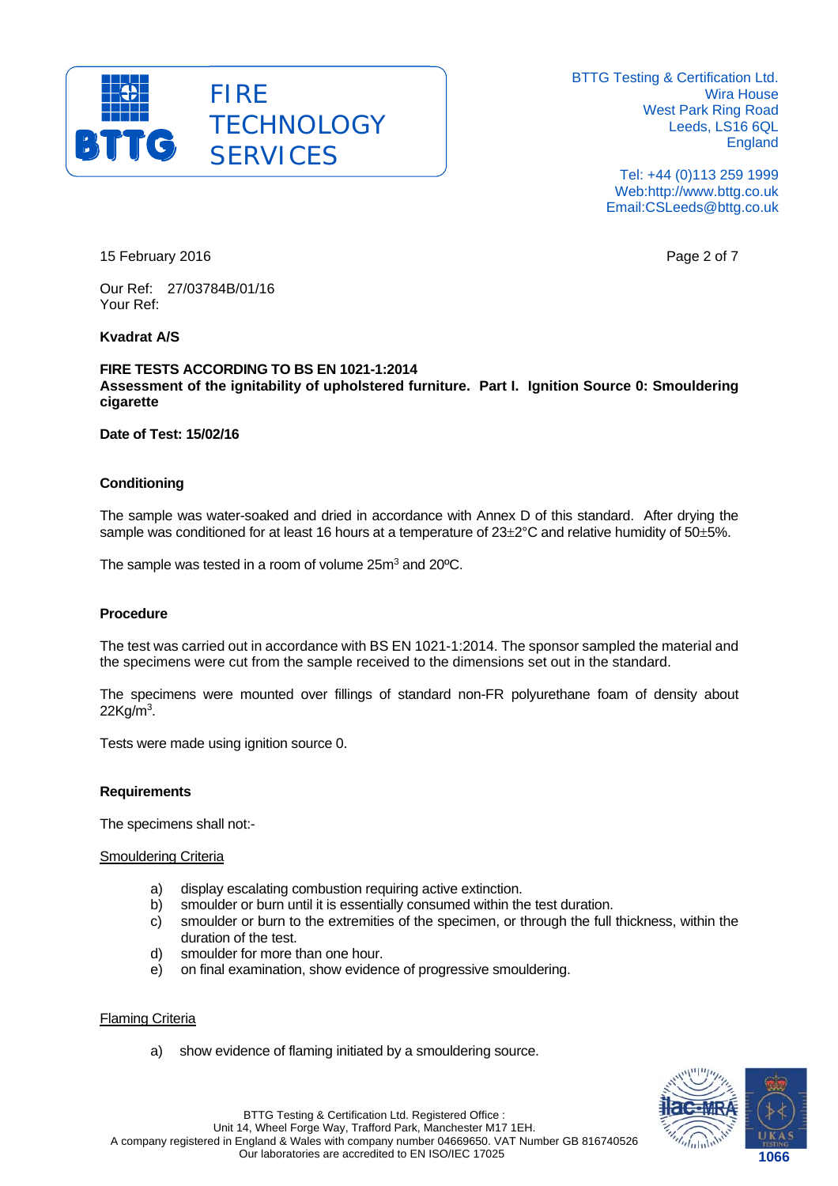15 February 2016

Our Ref: 27/03784B/01/16
Your Ref:

**Kvadrat A/S**

**FIRE TESTS ACCORDING TO BS EN 1021-1:2014**
**Assessment of the ignitability of upholstered furniture. Part I. Ignition Source 0: Smouldering cigarette**

**Date of Test: 15/02/16**

**Conditioning**

The sample was water-soaked and dried in accordance with Annex D of this standard. After drying the sample was conditioned for at least 16 hours at a temperature of 23±2°C and relative humidity of 50±5%.

The sample was tested in a room of volume 25m$^3$ and 20ºC.

**Procedure**

The test was carried out in accordance with BS EN 1021-1:2014. The sponsor sampled the material and the specimens were cut from the sample received to the dimensions set out in the standard.

The specimens were mounted over fillings of standard non-FR polyurethane foam of density about 22Kg/m$^3$.

Tests were made using ignition source 0.

**Requirements**

The specimens shall not:-

Smouldering Criteria

a) display escalating combustion requiring active extinction.
b) smoulder or burn until it is essentially consumed within the test duration.
c) smoulder or burn to the extremities of the specimen, or through the full thickness, within the duration of the test.
d) smoulder for more than one hour.
e) on final examination, show evidence of progressive smouldering.

Flaming Criteria

a) show evidence of flaming initiated by a smouldering source.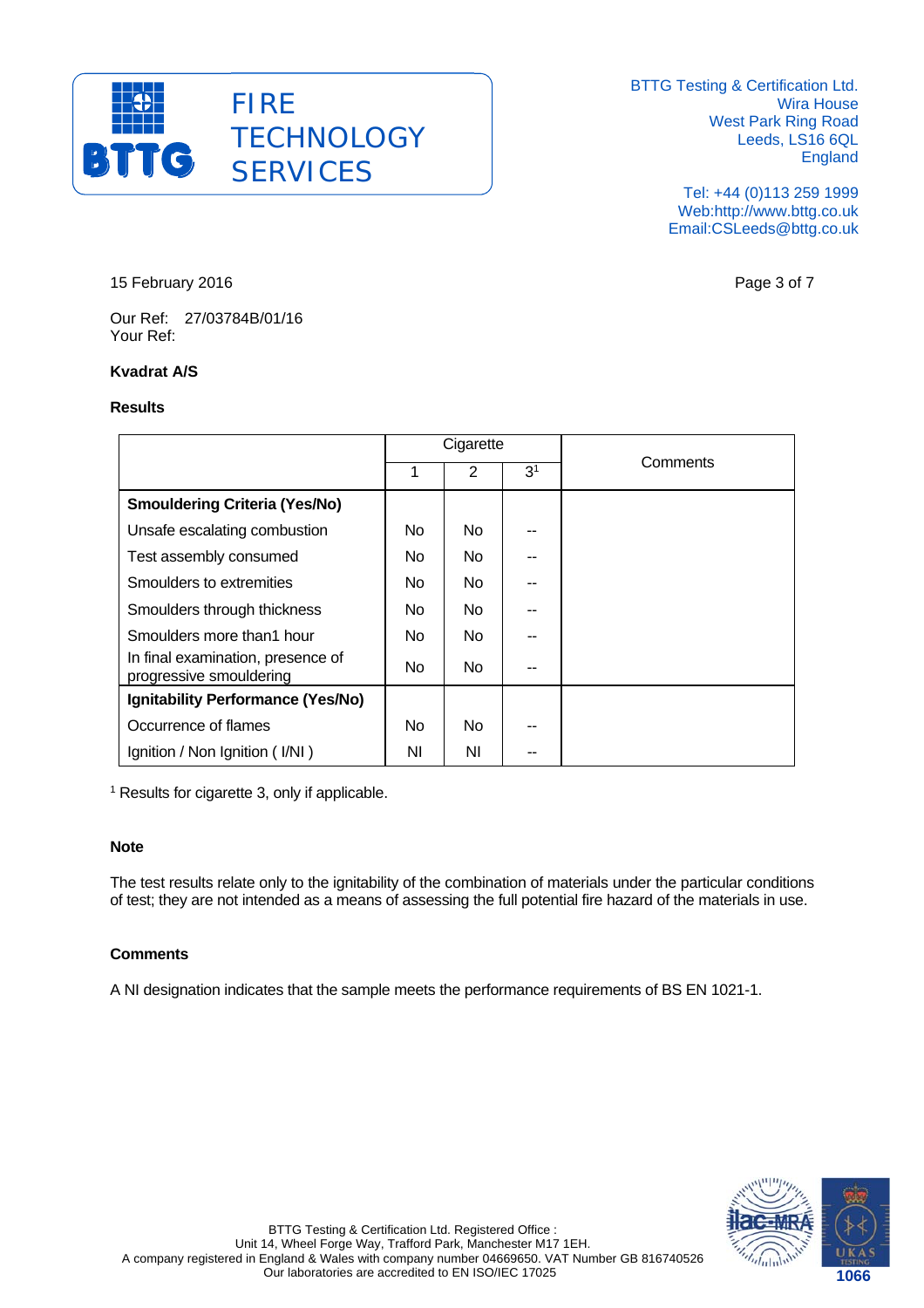15 February 2016

Our Ref: 27/03784B/01/16
Your Ref:

**Kvadrat A/S**

**Results**

| | Cigarette | | | Comments |
|---|---|---|---|---|
| | 1 | 2 | 3[1] | |
| **Smouldering Criteria (Yes/No)** | | | | |
| Unsafe escalating combustion | No | No | -- | |
| Test assembly consumed | No | No | -- | |
| Smoulders to extremities | No | No | -- | |
| Smoulders through thickness | No | No | -- | |
| Smoulders more than1 hour | No | No | -- | |
| In final examination, presence of progressive smouldering | No | No | -- | |
| **Ignitability Performance (Yes/No)** | | | | |
| Occurrence of flames | No | No | -- | |
| Ignition / Non Ignition ( I/NI ) | NI | NI | -- | |

[1] Results for cigarette 3, only if applicable.

**Note**

The test results relate only to the ignitability of the combination of materials under the particular conditions of test; they are not intended as a means of assessing the full potential fire hazard of the materials in use.

**Comments**

A NI designation indicates that the sample meets the performance requirements of BS EN 1021-1.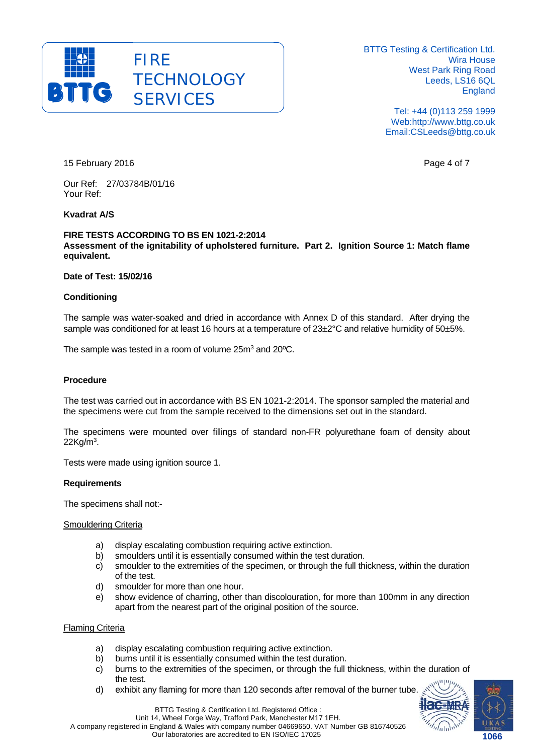15 February 2016

Our Ref: 27/03784B/01/16
Your Ref:

**Kvadrat A/S**

**FIRE TESTS ACCORDING TO BS EN 1021-2:2014**
**Assessment of the ignitability of upholstered furniture. Part 2. Ignition Source 1: Match flame equivalent.**

**Date of Test: 15/02/16**

**Conditioning**

The sample was water-soaked and dried in accordance with Annex D of this standard. After drying the sample was conditioned for at least 16 hours at a temperature of $23 \pm 2$°C and relative humidity of $50 \pm 5$%.

The sample was tested in a room of volume $25m^3$ and 20ºC.

**Procedure**

The test was carried out in accordance with BS EN 1021-2:2014. The sponsor sampled the material and the specimens were cut from the sample received to the dimensions set out in the standard.

The specimens were mounted over fillings of standard non-FR polyurethane foam of density about $22Kg/m^3$.

Tests were made using ignition source 1.

**Requirements**

The specimens shall not:-

Smouldering Criteria

a) display escalating combustion requiring active extinction.
b) smoulders until it is essentially consumed within the test duration.
c) smoulder to the extremities of the specimen, or through the full thickness, within the duration of the test.
d) smoulder for more than one hour.
e) show evidence of charring, other than discolouration, for more than 100mm in any direction apart from the nearest part of the original position of the source.

Flaming Criteria

a) display escalating combustion requiring active extinction.
b) burns until it is essentially consumed within the test duration.
c) burns to the extremities of the specimen, or through the full thickness, within the duration of the test.
d) exhibit any flaming for more than 120 seconds after removal of the burner tube.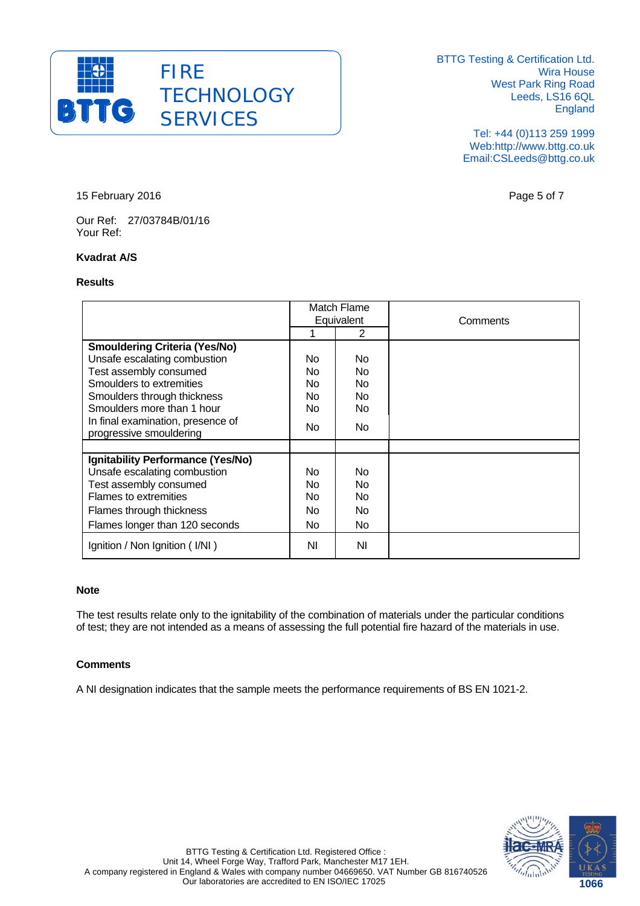15 February 2016

Our Ref: 27/03784B/01/16
Your Ref:

**Kvadrat A/S**

**Results**

| | Match Flame Equivalent | | Comments |
|---|---|---|---|
| | 1 | 2 | |
| **Smouldering Criteria (Yes/No)** | | | |
| Unsafe escalating combustion | No | No | |
| Test assembly consumed | No | No | |
| Smoulders to extremities | No | No | |
| Smoulders through thickness | No | No | |
| Smoulders more than 1 hour | No | No | |
| In final examination, presence of progressive smouldering | No | No | |
| | | | |
| **Ignitability Performance (Yes/No)** | | | |
| Unsafe escalating combustion | No | No | |
| Test assembly consumed | No | No | |
| Flames to extremities | No | No | |
| Flames through thickness | No | No | |
| Flames longer than 120 seconds | No | No | |
| Ignition / Non Ignition ( I/NI ) | NI | NI | |

**Note**

The test results relate only to the ignitability of the combination of materials under the particular conditions of test; they are not intended as a means of assessing the full potential fire hazard of the materials in use.

**Comments**

A NI designation indicates that the sample meets the performance requirements of BS EN 1021-2.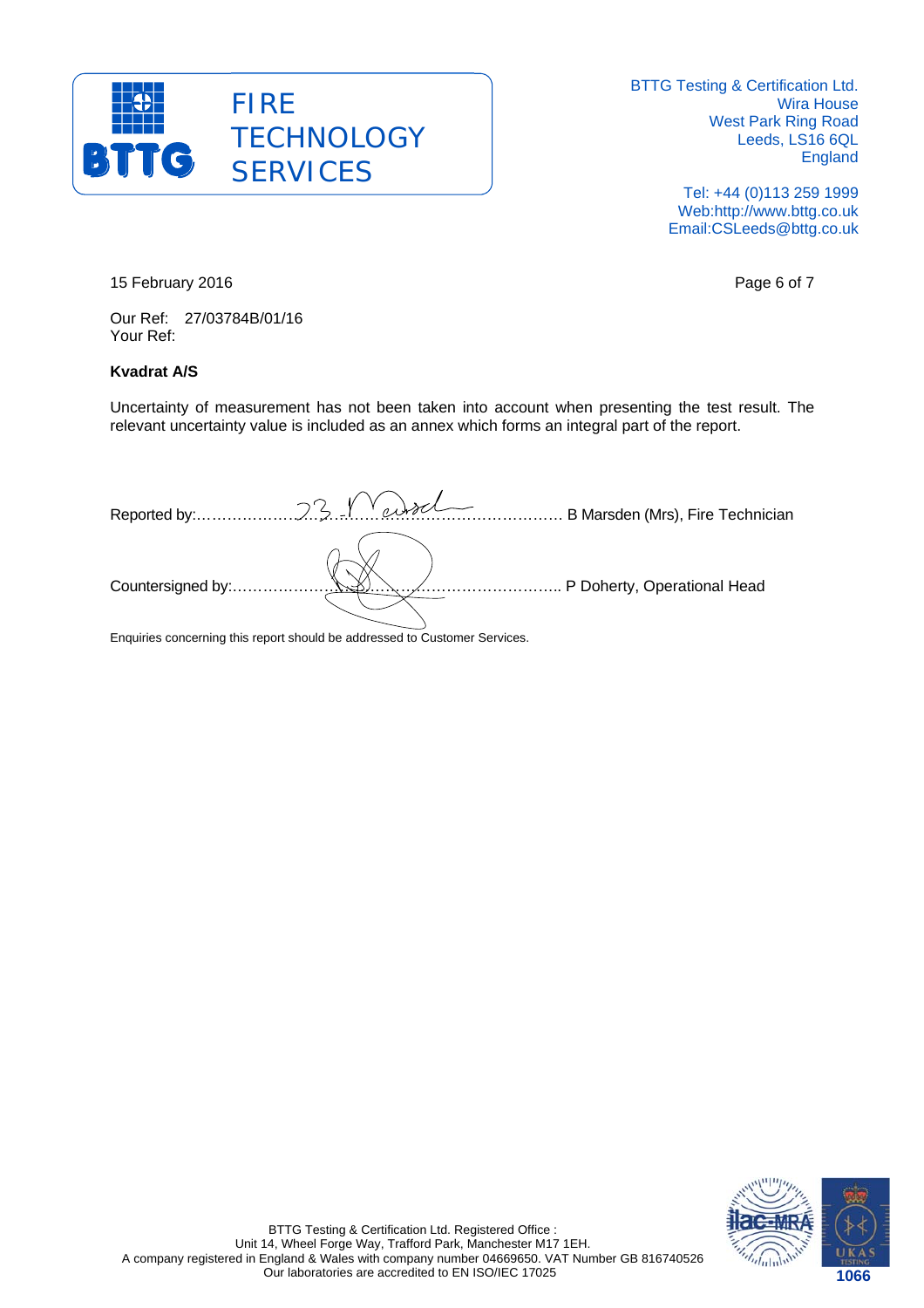15 February 2016

Our Ref: 27/03784B/01/16
Your Ref:

**Kvadrat A/S**

Uncertainty of measurement has not been taken into account when presenting the test result. The relevant uncertainty value is included as an annex which forms an integral part of the report.

Reported by:…………………………………………………………………… B Marsden (Mrs), Fire Technician

Countersigned by:…………………………………………………………….. P Doherty, Operational Head

Enquiries concerning this report should be addressed to Customer Services.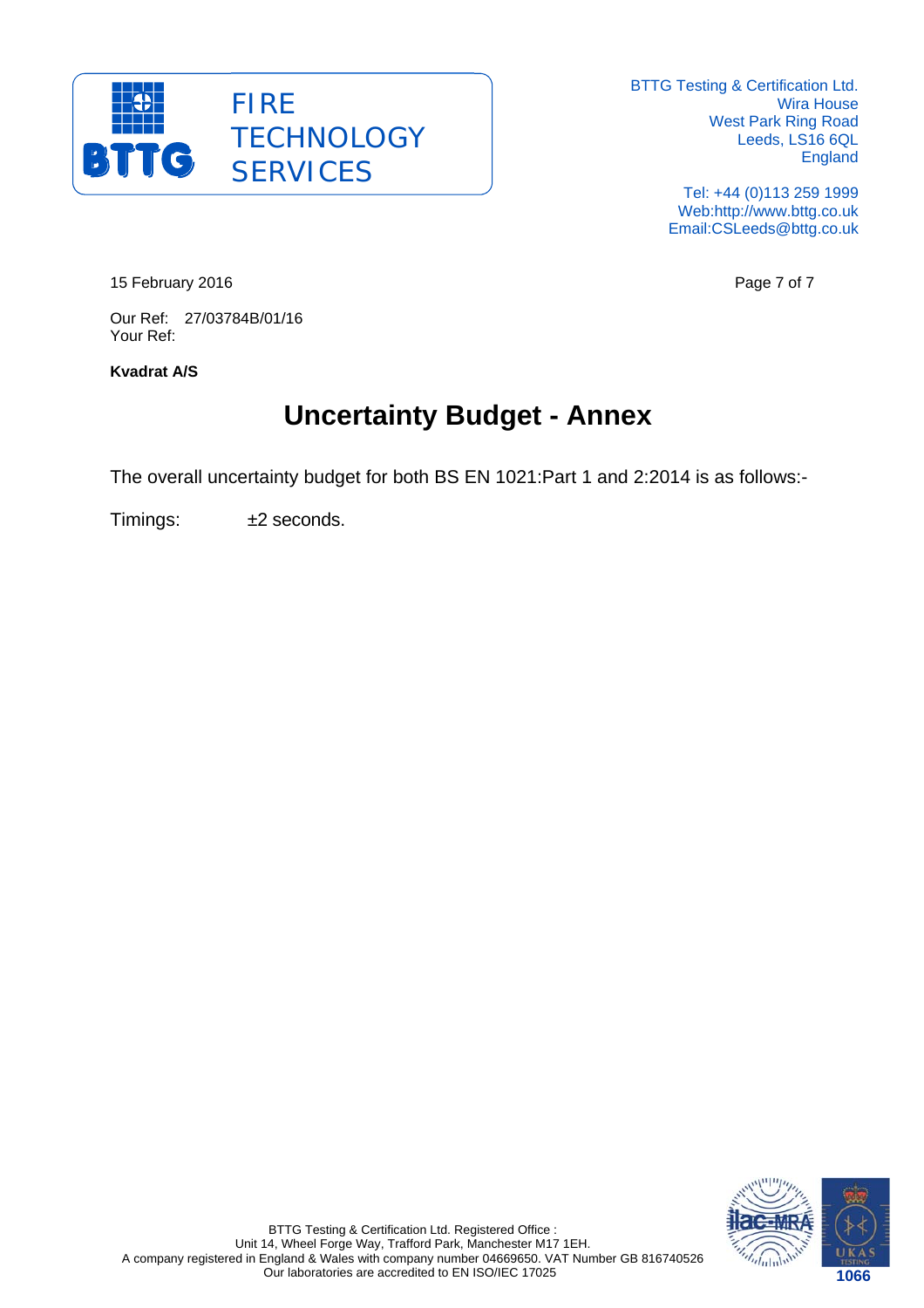BTTG Testing & Certification Ltd.
Wira House
West Park Ring Road
Leeds, LS16 6QL
England

Tel: +44 (0)113 259 1999
Web:http://www.bttg.co.uk
Email:CSLeeds@bttg.co.uk

15 February 2016

Our Ref: 27/03784B/01/16
Your Ref:

**Kvadrat A/S**

# Uncertainty Budget - Annex

The overall uncertainty budget for both BS EN 1021:Part 1 and 2:2014 is as follows:-

Timings: ±2 seconds.

BTTG Testing & Certification Ltd. Registered Office :
Unit 14, Wheel Forge Way, Trafford Park, Manchester M17 1EH.
A company registered in England & Wales with company number 04669650. VAT Number GB 816740526
Our laboratories are accredited to EN ISO/IEC 17025